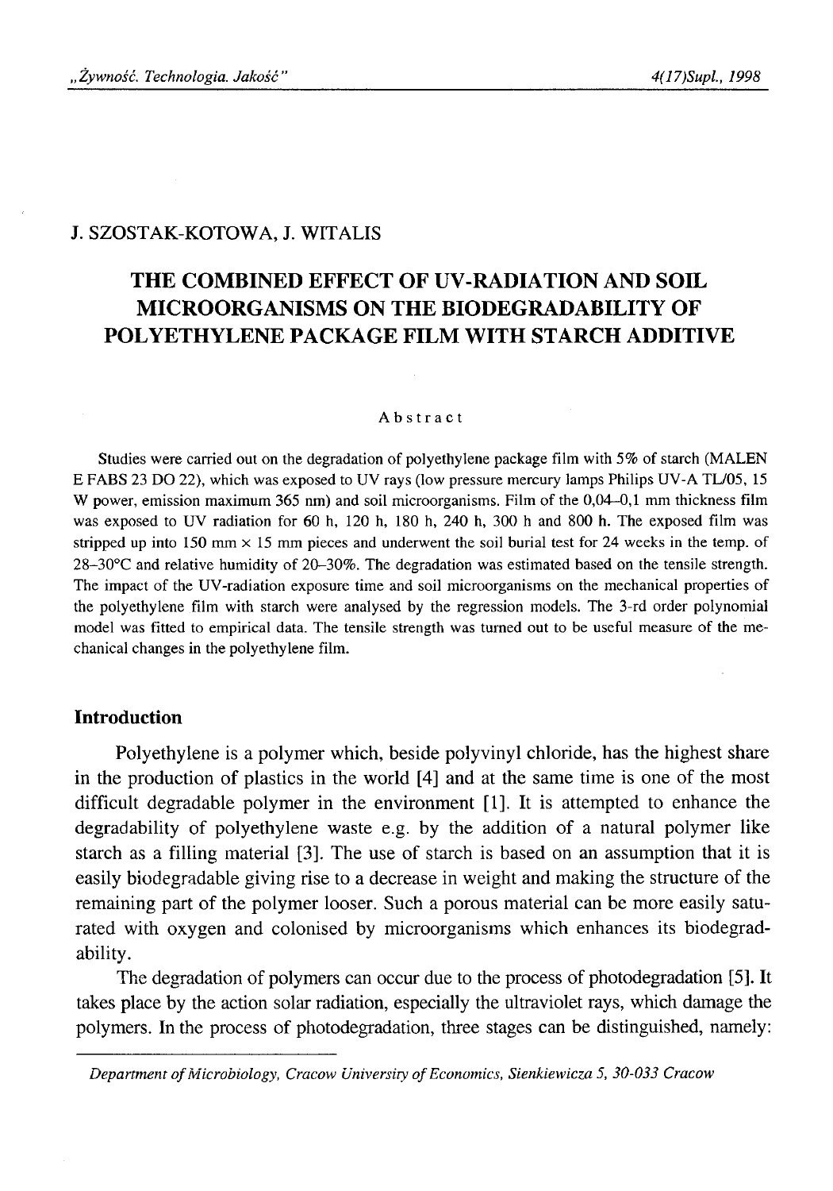J. SZOSTAK-KOTOWA, J. WITALIS

# THE COMBINED EFFECT OF UV-RADIATION AND SOIL MICROORGANISMS ON THE BIODEGRADABILITY OF POLYETHYLENE PACKAGE FILM WITH STARCH ADDITIVE

Abstract

Studies were carried out on the degradation of polyethylene package film with 5% of starch (MALEN E FABS 23 DO 22), which was exposed to UV rays (low pressure mercury lamps Philips UV-A TL/05, 15 W power, emission maximum 365 nm) and soil microorganisms. Film of the 0,04–0,1 mm thickness film was exposed to UV radiation for 60 h, 120 h, 180 h, 240 h, 300 h and 800 h. The exposed film was stripped up into 150 mm × 15 mm pieces and underwent the soil burial test for 24 weeks in the temp. of 28–30°C and relative humidity of 20–30%. The degradation was estimated based on the tensile strength. The impact of the UV-radiation exposure time and soil microorganisms on the mechanical properties of the polyethylene film with starch were analysed by the regression models. The 3-rd order polynomial model was fitted to empirical data. The tensile strength was turned out to be useful measure of the mechanical changes in the polyethylene film.

## Introduction

Polyethylene is a polymer which, beside polyvinyl chloride, has the highest share in the production of plastics in the world [4] and at the same time is one of the most difficult degradable polymer in the environment [1]. It is attempted to enhance the degradability of polyethylene waste e.g. by the addition of a natural polymer like starch as a filling material [3]. The use of starch is based on an assumption that it is easily biodegradable giving rise to a decrease in weight and making the structure of the remaining part of the polymer looser. Such a porous material can be more easily saturated with oxygen and colonised by microorganisms which enhances its biodegradability.

The degradation of polymers can occur due to the process of photodegradation [5]. It takes place by the action solar radiation, especially the ultraviolet rays, which damage the polymers. In the process of photodegradation, three stages can be distinguished, namely:

*Department of Microbiology, Cracow University of Economics, Sienkiewicza 5, 30-033 Cracow*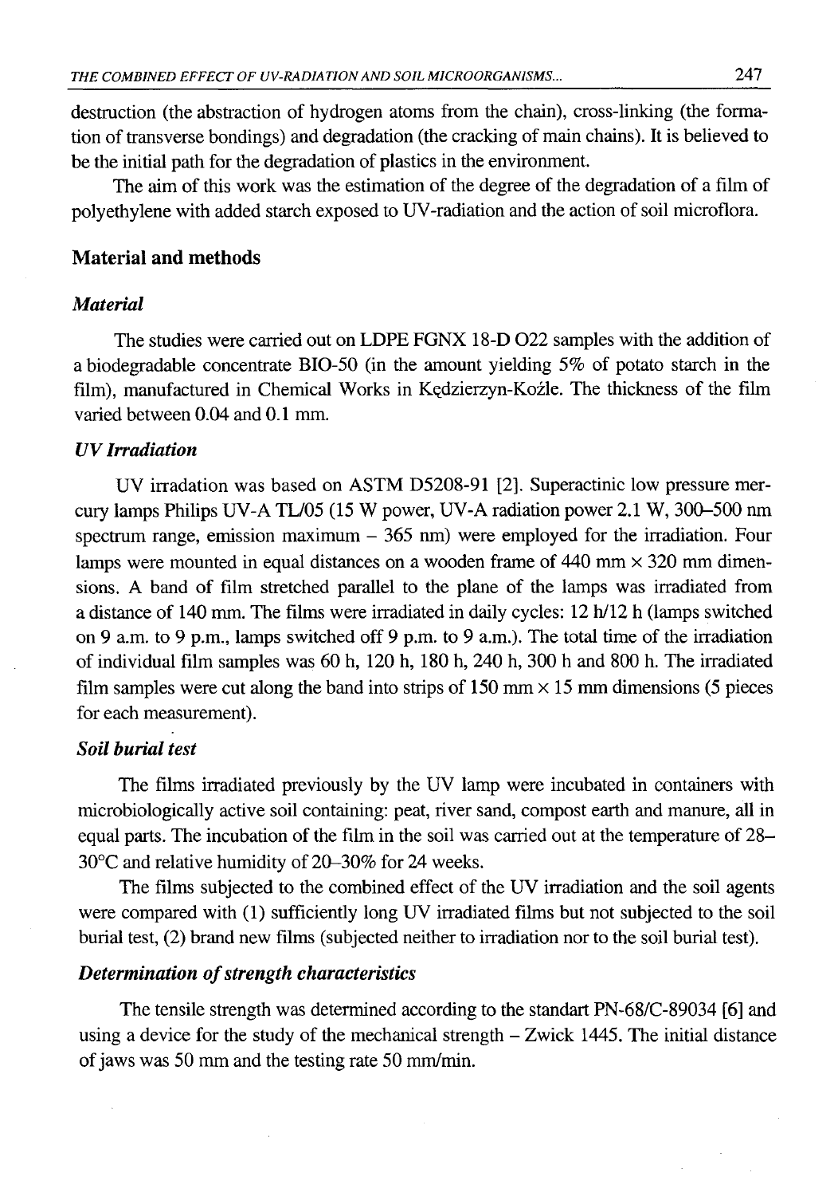destruction (the abstraction of hydrogen atoms from the chain), cross-linking (the formation of transverse bondings) and degradation (the cracking of main chains). It is believed to be the initial path for the degradation of plastics in the environment.

The aim of this work was the estimation of the degree of the degradation of a film of polyethylene with added starch exposed to UV-radiation and the action of soil microflora.

## Material and methods

### *Material*

The studies were carried out on LDPE FGNX 18-D O22 samples with the addition of a biodegradable concentrate BIO-50 (in the amount yielding 5% of potato starch in the film), manufactured in Chemical Works in Kędzierzyn-Koźle. The thickness of the film varied between 0.04 and 0.1 mm.

### *UV Irradiation*

UV irradation was based on ASTM D5208-91 [2]. Superactinic low pressure mercury lamps Philips UV-A TL/05 (15 W power, UV-A radiation power 2.1 W, 300–500 nm spectrum range, emission maximum – 365 nm) were employed for the irradiation. Four lamps were mounted in equal distances on a wooden frame of 440 mm × 320 mm dimensions. A band of film stretched parallel to the plane of the lamps was irradiated from a distance of 140 mm. The films were irradiated in daily cycles: 12 h/12 h (lamps switched on 9 a.m. to 9 p.m., lamps switched off 9 p.m. to 9 a.m.). The total time of the irradiation of individual film samples was 60 h, 120 h, 180 h, 240 h, 300 h and 800 h. The irradiated film samples were cut along the band into strips of 150 mm × 15 mm dimensions (5 pieces for each measurement).

### *Soil burial test*

The films irradiated previously by the UV lamp were incubated in containers with microbiologically active soil containing: peat, river sand, compost earth and manure, all in equal parts. The incubation of the film in the soil was carried out at the temperature of 28–30°C and relative humidity of 20–30% for 24 weeks.

The films subjected to the combined effect of the UV irradiation and the soil agents were compared with (1) sufficiently long UV irradiated films but not subjected to the soil burial test, (2) brand new films (subjected neither to irradiation nor to the soil burial test).

### *Determination of strength characteristics*

The tensile strength was determined according to the standart PN-68/C-89034 [6] and using a device for the study of the mechanical strength – Zwick 1445. The initial distance of jaws was 50 mm and the testing rate 50 mm/min.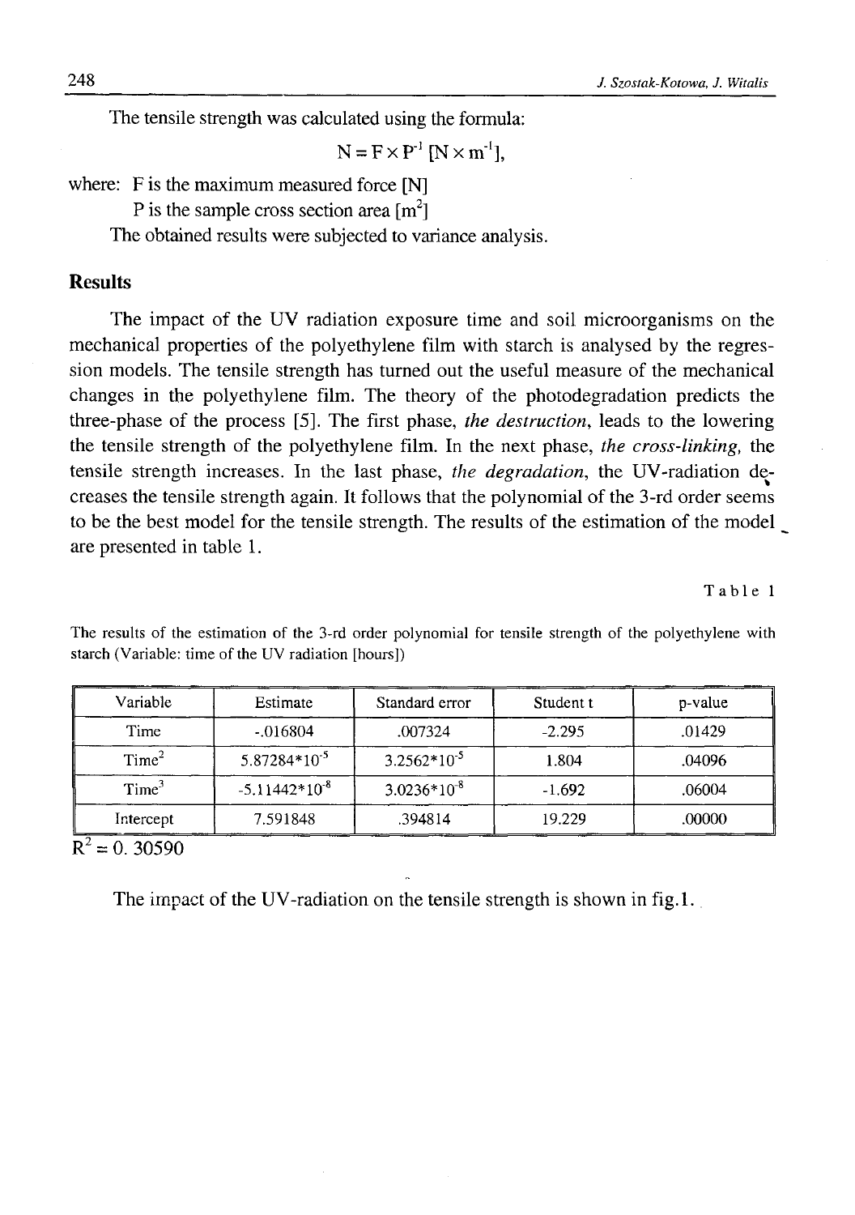The tensile strength was calculated using the formula:

$$N = F \times P^{-1} \ [N \times m^{-1}],$$

where: F is the maximum measured force [N]

P is the sample cross section area [$m^2$]

The obtained results were subjected to variance analysis.

## Results

The impact of the UV radiation exposure time and soil microorganisms on the mechanical properties of the polyethylene film with starch is analysed by the regression models. The tensile strength has turned out the useful measure of the mechanical changes in the polyethylene film. The theory of the photodegradation predicts the three-phase of the process [5]. The first phase, *the destruction*, leads to the lowering the tensile strength of the polyethylene film. In the next phase, *the cross-linking*, the tensile strength increases. In the last phase, *the degradation*, the UV-radiation decreases the tensile strength again. It follows that the polynomial of the 3-rd order seems to be the best model for the tensile strength. The results of the estimation of the model are presented in table 1.

Table 1

The results of the estimation of the 3-rd order polynomial for tensile strength of the polyethylene with starch (Variable: time of the UV radiation [hours])

| Variable | Estimate | Standard error | Student t | p-value |
|---|---|---|---|---|
| Time | -.016804 | .007324 | -2.295 | .01429 |
| $Time^2$ | $5.87284 \cdot 10^{-5}$ | $3.2562 \cdot 10^{-5}$ | 1.804 | .04096 |
| $Time^3$ | $-5.11442 \cdot 10^{-8}$ | $3.0236 \cdot 10^{-8}$ | -1.692 | .06004 |
| Intercept | 7.591848 | .394814 | 19.229 | .00000 |

$R^2 = 0.30590$

The impact of the UV-radiation on the tensile strength is shown in fig.1.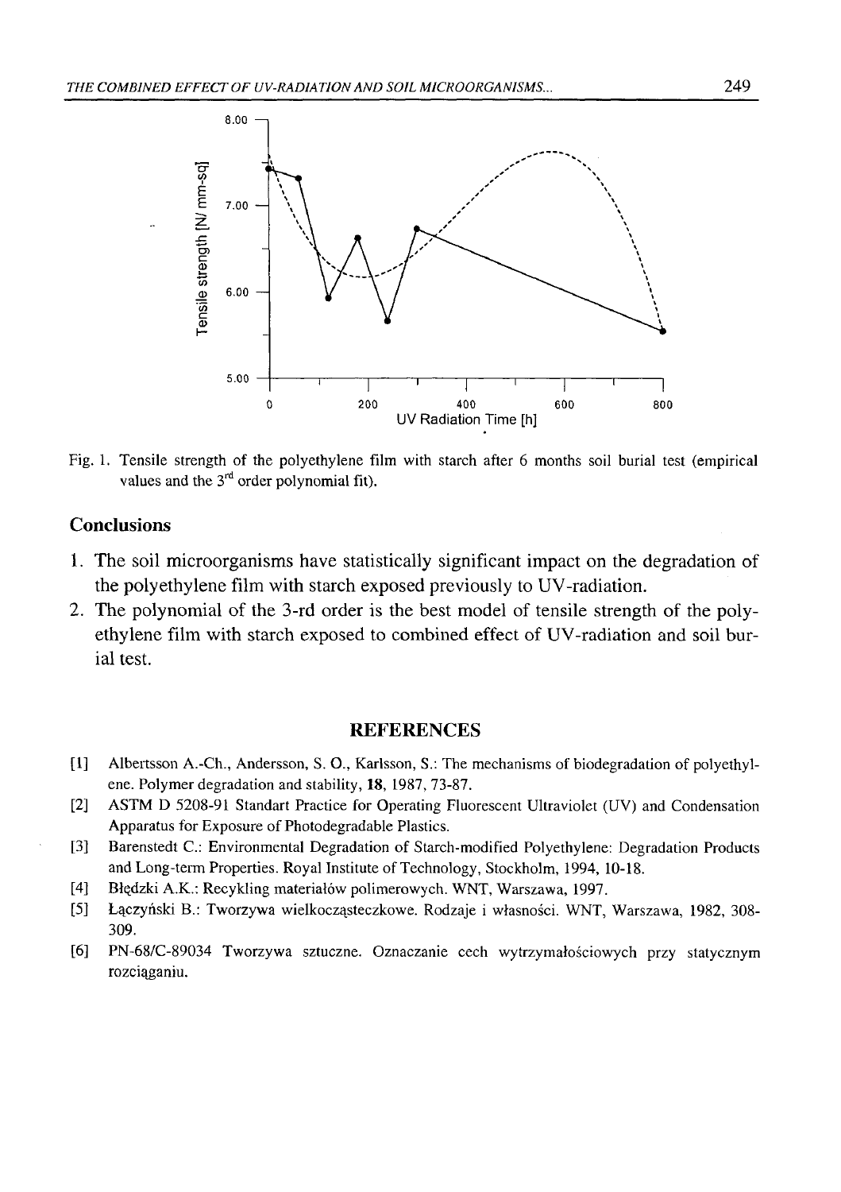Fig. 1. Tensile strength of the polyethylene film with starch after 6 months soil burial test (empirical values and the 3[rd] order polynomial fit).

## Conclusions

1. The soil microorganisms have statistically significant impact on the degradation of the polyethylene film with starch exposed previously to UV-radiation.
2. The polynomial of the 3-rd order is the best model of tensile strength of the polyethylene film with starch exposed to combined effect of UV-radiation and soil burial test.

## REFERENCES

[1] Albertsson A.-Ch., Andersson, S. O., Karlsson, S.: The mechanisms of biodegradation of polyethylene. Polymer degradation and stability, **18**, 1987, 73-87.

[2] ASTM D 5208-91 Standart Practice for Operating Fluorescent Ultraviolet (UV) and Condensation Apparatus for Exposure of Photodegradable Plastics.

[3] Barenstedt C.: Environmental Degradation of Starch-modified Polyethylene: Degradation Products and Long-term Properties. Royal Institute of Technology, Stockholm, 1994, 10-18.

[4] Błędzki A.K.: Recykling materiałów polimerowych. WNT, Warszawa, 1997.

[5] Łączyński B.: Tworzywa wielkocząsteczkowe. Rodzaje i własności. WNT, Warszawa, 1982, 308-309.

[6] PN-68/C-89034 Tworzywa sztuczne. Oznaczanie cech wytrzymałościowych przy statycznym rozciąganiu.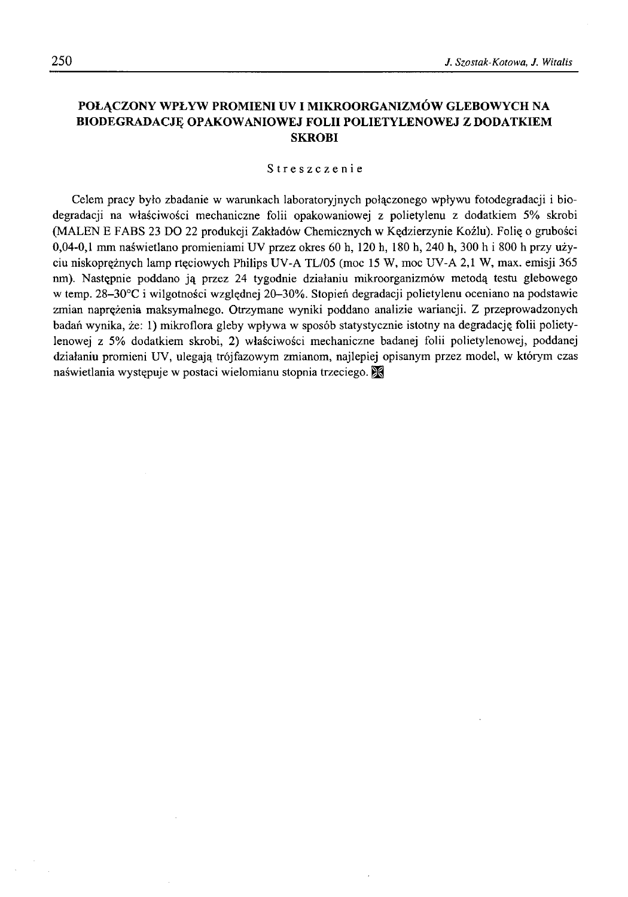## POŁĄCZONY WPŁYW PROMIENI UV I MIKROORGANIZMÓW GLEBOWYCH NA BIODEGRADACJĘ OPAKOWANIOWEJ FOLII POLIETYLENOWEJ Z DODATKIEM SKROBI

### Streszczenie

Celem pracy było zbadanie w warunkach laboratoryjnych połączonego wpływu fotodegradacji i biodegradacji na właściwości mechaniczne folii opakowaniowej z polietylenu z dodatkiem 5% skrobi (MALEN E FABS 23 DO 22 produkcji Zakładów Chemicznych w Kędzierzynie Koźlu). Folię o grubości 0,04-0,1 mm naświetlano promieniami UV przez okres 60 h, 120 h, 180 h, 240 h, 300 h i 800 h przy użyciu niskoprężnych lamp rtęciowych Philips UV-A TL/05 (moc 15 W, moc UV-A 2,1 W, max. emisji 365 nm). Następnie poddano ją przez 24 tygodnie działaniu mikroorganizmów metodą testu glebowego w temp. 28–30°C i wilgotności względnej 20–30%. Stopień degradacji polietylenu oceniano na podstawie zmian naprężenia maksymalnego. Otrzymane wyniki poddano analizie wariancji. Z przeprowadzonych badań wynika, że: 1) mikroflora gleby wpływa w sposób statystycznie istotny na degradację folii polietylenowej z 5% dodatkiem skrobi, 2) właściwości mechaniczne badanej folii polietylenowej, poddanej działaniu promieni UV, ulegają trójfazowym zmianom, najlepiej opisanym przez model, w którym czas naświetlania występuje w postaci wielomianu stopnia trzeciego.